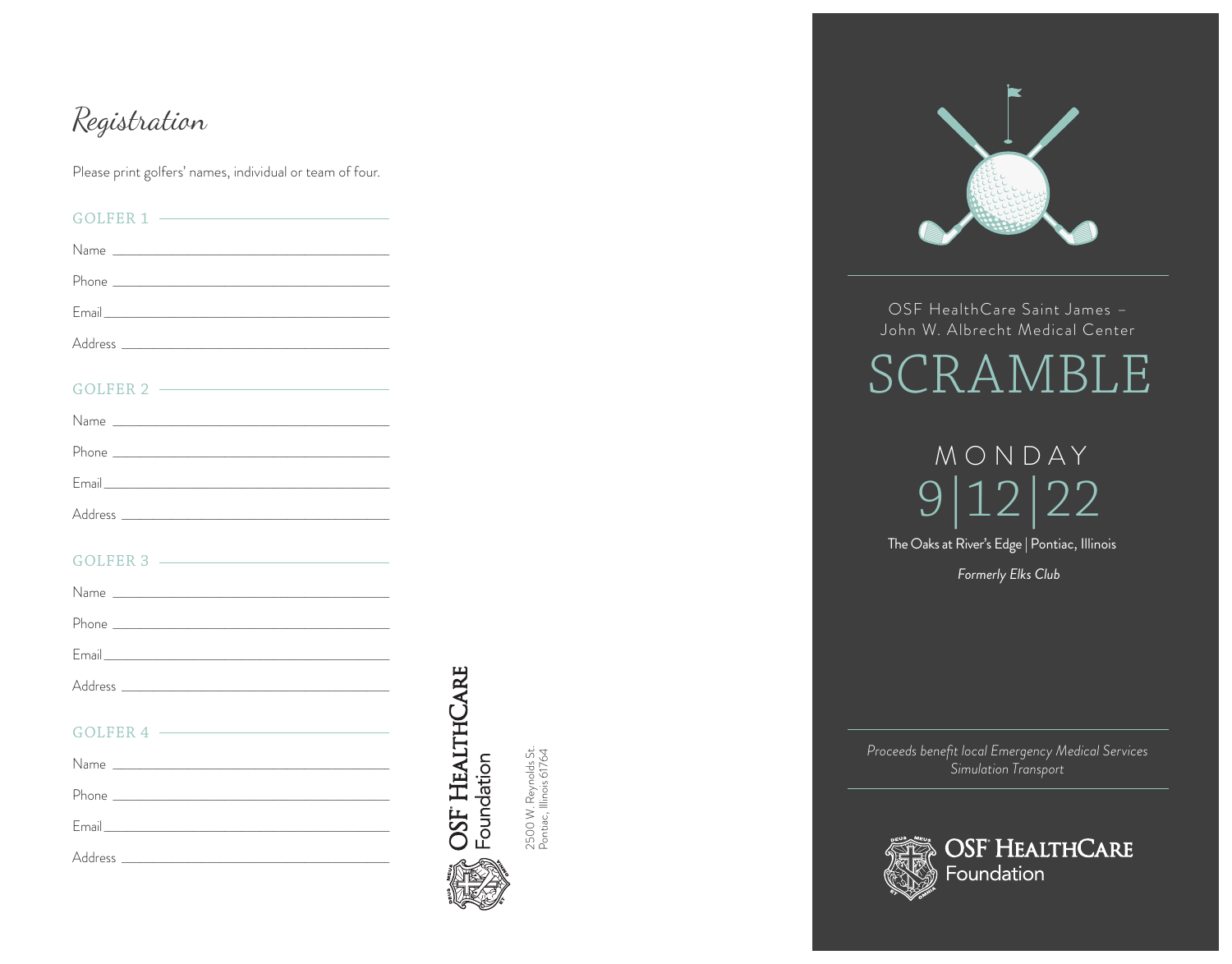# Registration

Please print golfers' names, individual or team of four.

## GOLFER 1

Name \_\_\_\_\_\_\_\_\_\_\_\_\_\_\_\_\_\_\_\_\_\_\_\_\_\_\_\_\_\_\_\_

Phone \_\_\_\_\_\_\_\_\_\_\_\_\_\_\_\_\_\_\_\_\_\_\_\_\_\_\_\_\_\_\_\_

Email \_\_\_\_\_\_\_\_\_\_\_\_\_\_\_\_\_\_\_\_\_\_\_\_\_\_\_\_\_\_\_\_

Address \_\_\_\_\_\_\_\_\_\_\_\_\_\_\_\_\_\_\_\_\_\_\_\_\_\_\_\_\_\_\_\_

## GOLFER 2

Name \_\_\_\_\_\_\_\_\_\_\_\_\_\_\_\_\_\_\_\_\_\_\_\_\_\_\_\_\_\_\_\_

Phone \_\_\_\_\_\_\_\_\_\_\_\_\_\_\_\_\_\_\_\_\_\_\_\_\_\_\_\_\_\_\_\_

Email \_\_\_\_\_\_\_\_\_\_\_\_\_\_\_\_\_\_\_\_\_\_\_\_\_\_\_\_\_\_\_\_

Address \_\_\_\_\_\_\_\_\_\_\_\_\_\_\_\_\_\_\_\_\_\_\_\_\_\_\_\_\_\_\_\_

## GOLFER 3

Name \_\_\_\_\_\_\_\_\_\_\_\_\_\_\_\_\_\_\_\_\_\_\_\_\_\_\_\_\_\_\_\_

Phone \_\_\_\_\_\_\_\_\_\_\_\_\_\_\_\_\_\_\_\_\_\_\_\_\_\_\_\_\_\_\_\_

Email \_\_\_\_\_\_\_\_\_\_\_\_\_\_\_\_\_\_\_\_\_\_\_\_\_\_\_\_\_\_\_\_

Address \_\_\_\_\_\_\_\_\_\_\_\_\_\_\_\_\_\_\_\_\_\_\_\_\_\_\_\_\_\_\_\_

## GOLFER 4

Name \_\_\_\_\_\_\_\_\_\_\_\_\_\_\_\_\_\_\_\_\_\_\_\_\_\_\_\_\_\_\_\_

Phone \_\_\_\_\_\_\_\_\_\_\_\_\_\_\_\_\_\_\_\_\_\_\_\_\_\_\_\_\_\_\_\_

Email \_\_\_\_\_\_\_\_\_\_\_\_\_\_\_\_\_\_\_\_\_\_\_\_\_\_\_\_\_\_\_\_

Address \_\_\_\_\_\_\_\_\_\_\_\_\_\_\_\_\_\_\_\_\_\_\_\_\_\_\_\_\_\_\_\_

OSF HealthCare Foundation

2500 W. Reynolds St.
Pontiac, Illinois 61764

OSF HealthCare Saint James – John W. Albrecht Medical Center

# SCRAMBLE

MONDAY

9|12|22

The Oaks at River's Edge | Pontiac, Illinois

*Formerly Elks Club*

*Proceeds benefit local Emergency Medical Services Simulation Transport*

OSF HealthCare Foundation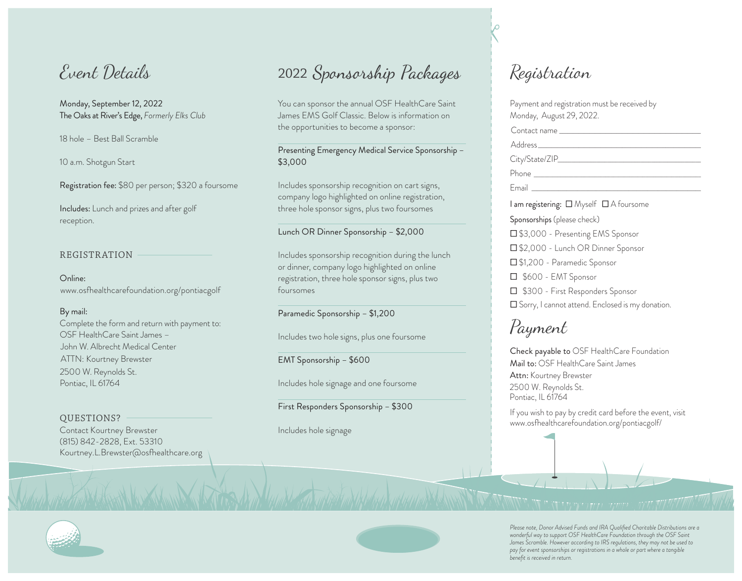# Event Details

Monday, September 12, 2022
The Oaks at River's Edge, *Formerly Elks Club*

18 hole – Best Ball Scramble

10 a.m. Shotgun Start

Registration fee: $80 per person; $320 a foursome

Includes: Lunch and prizes and after golf reception.

## REGISTRATION

Online:
www.osfhealthcarefoundation.org/pontiacgolf

By mail:
Complete the form and return with payment to:
OSF HealthCare Saint James –
John W. Albrecht Medical Center
ATTN: Kourtney Brewster
2500 W. Reynolds St.
Pontiac, IL 61764

## QUESTIONS?

Contact Kourtney Brewster
(815) 842-2828, Ext. 53310
Kourtney.L.Brewster@osfhealthcare.org

# 2022 Sponsorship Packages

You can sponsor the annual OSF HealthCare Saint James EMS Golf Classic. Below is information on the opportunities to become a sponsor:

Presenting Emergency Medical Service Sponsorship – $3,000

Includes sponsorship recognition on cart signs, company logo highlighted on online registration, three hole sponsor signs, plus two foursomes

Lunch OR Dinner Sponsorship – $2,000

Includes sponsorship recognition during the lunch or dinner, company logo highlighted on online registration, three hole sponsor signs, plus two foursomes

Paramedic Sponsorship – $1,200

Includes two hole signs, plus one foursome

EMT Sponsorship – $600

Includes hole signage and one foursome

First Responders Sponsorship – $300

Includes hole signage

# Registration

Payment and registration must be received by Monday, August 29, 2022.

Contact name ____________________

Address ____________________

City/State/ZIP ____________________

Phone ____________________

Email ____________________

I am registering: ☐ Myself ☐ A foursome

Sponsorships (please check)

☐ $3,000 - Presenting EMS Sponsor
☐ $2,000 - Lunch OR Dinner Sponsor
☐ $1,200 - Paramedic Sponsor
☐ $600 - EMT Sponsor
☐ $300 - First Responders Sponsor
☐ Sorry, I cannot attend. Enclosed is my donation.

# Payment

Check payable to OSF HealthCare Foundation
Mail to: OSF HealthCare Saint James
Attn: Kourtney Brewster
2500 W. Reynolds St.
Pontiac, IL 61764

If you wish to pay by credit card before the event, visit www.osfhealthcarefoundation.org/pontiacgolf/

*Please note, Donor Advised Funds and IRA Qualified Charitable Distributions are a wonderful way to support OSF HealthCare Foundation through the OSF Saint James Scramble. However according to IRS regulations, they may not be used to pay for event sponsorships or registrations in a whole or part where a tangible benefit is received in return.*